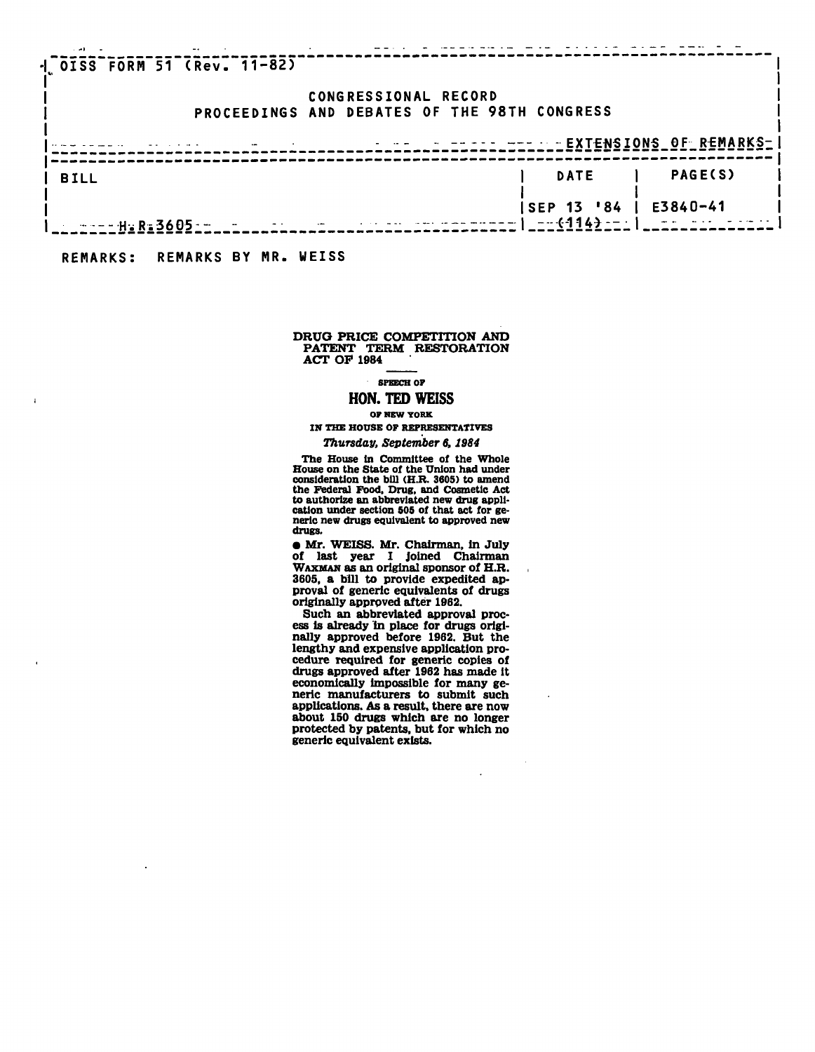OISS FORM 51 (Rev. 11-82)

CONGRESSIONAL RECORD
PROCEEDINGS AND DEBATES OF THE 98TH CONGRESS

EXTENSIONS OF REMARKS

| BILL | DATE | PAGE(S) |
|---|---|---|
| H.R.3605 | SEP 13 '84 (114) | E3840-41 |

REMARKS: REMARKS BY MR. WEISS

## DRUG PRICE COMPETITION AND PATENT TERM RESTORATION ACT OF 1984

SPEECH OF

### HON. TED WEISS

OF NEW YORK

IN THE HOUSE OF REPRESENTATIVES

*Thursday, September 6, 1984*

The House in Committee of the Whole House on the State of the Union had under consideration the bill (H.R. 3605) to amend the Federal Food, Drug, and Cosmetic Act to authorize an abbreviated new drug application under section 505 of that act for generic new drugs equivalent to approved new drugs.

● Mr. WEISS. Mr. Chairman, in July of last year I joined Chairman WAXMAN as an original sponsor of H.R. 3605, a bill to provide expedited approval of generic equivalents of drugs originally approved after 1962.

Such an abbreviated approval process is already in place for drugs originally approved before 1962. But the lengthy and expensive application procedure required for generic copies of drugs approved after 1962 has made it economically impossible for many generic manufacturers to submit such applications. As a result, there are now about 150 drugs which are no longer protected by patents, but for which no generic equivalent exists.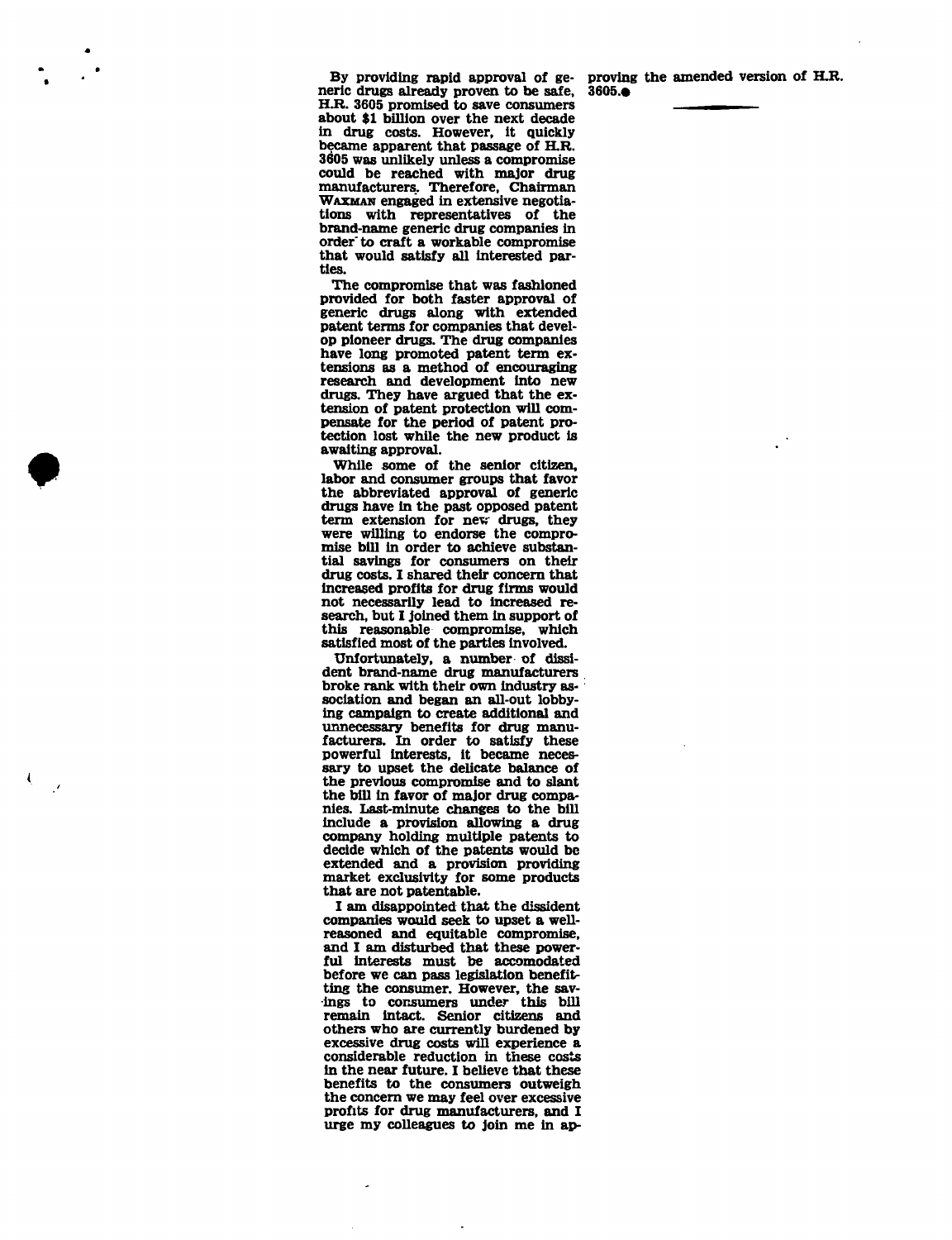By providing rapid approval of generic drugs already proven to be safe, H.R. 3605 promised to save consumers about $1 billion over the next decade in drug costs. However, it quickly became apparent that passage of H.R. 3605 was unlikely unless a compromise could be reached with major drug manufacturers. Therefore, Chairman WAXMAN engaged in extensive negotiations with representatives of the brand-name generic drug companies in order to craft a workable compromise that would satisfy all interested parties.

The compromise that was fashioned provided for both faster approval of generic drugs along with extended patent terms for companies that develop pioneer drugs. The drug companies have long promoted patent term extensions as a method of encouraging research and development into new drugs. They have argued that the extension of patent protection will compensate for the period of patent protection lost while the new product is awaiting approval.

While some of the senior citizen, labor and consumer groups that favor the abbreviated approval of generic drugs have in the past opposed patent term extension for new drugs, they were willing to endorse the compromise bill in order to achieve substantial savings for consumers on their drug costs. I shared their concern that increased profits for drug firms would not necessarily lead to increased research, but I joined them in support of this reasonable compromise, which satisfied most of the parties involved.

Unfortunately, a number of dissident brand-name drug manufacturers broke rank with their own industry association and began an all-out lobbying campaign to create additional and unnecessary benefits for drug manufacturers. In order to satisfy these powerful interests, it became necessary to upset the delicate balance of the previous compromise and to slant the bill in favor of major drug companies. Last-minute changes to the bill include a provision allowing a drug company holding multiple patents to decide which of the patents would be extended and a provision providing market exclusivity for some products that are not patentable.

I am disappointed that the dissident companies would seek to upset a well-reasoned and equitable compromise, and I am disturbed that these powerful interests must be accomodated before we can pass legislation benefitting the consumer. However, the savings to consumers under this bill remain intact. Senior citizens and others who are currently burdened by excessive drug costs will experience a considerable reduction in these costs in the near future. I believe that these benefits to the consumers outweigh the concern we may feel over excessive profits for drug manufacturers, and I urge my colleagues to join me in approving the amended version of H.R. 3605.●